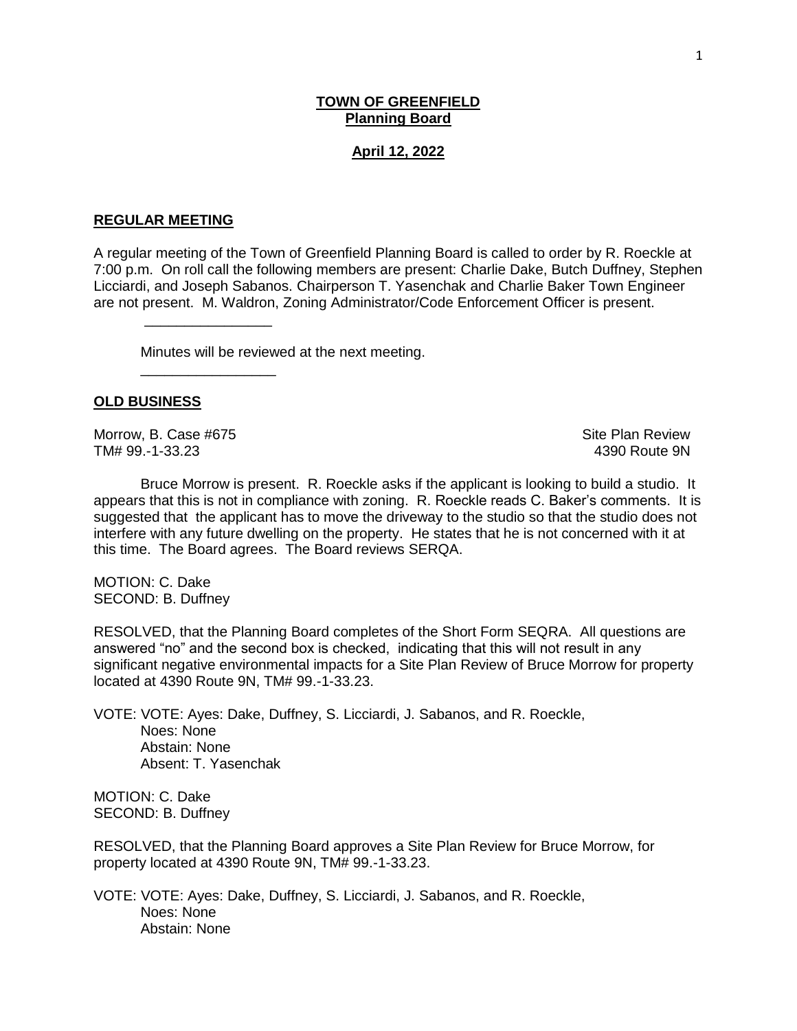**TOWN OF GREENFIELD**
**Planning Board**

**April 12, 2022**

## REGULAR MEETING

A regular meeting of the Town of Greenfield Planning Board is called to order by R. Roeckle at 7:00 p.m. On roll call the following members are present: Charlie Dake, Butch Duffney, Stephen Licciardi, and Joseph Sabanos. Chairperson T. Yasenchak and Charlie Baker Town Engineer are not present. M. Waldron, Zoning Administrator/Code Enforcement Officer is present.

---

Minutes will be reviewed at the next meeting.

---

## OLD BUSINESS

Morrow, B. Case #675 — Site Plan Review
TM# 99.-1-33.23 — 4390 Route 9N

Bruce Morrow is present. R. Roeckle asks if the applicant is looking to build a studio. It appears that this is not in compliance with zoning. R. Roeckle reads C. Baker's comments. It is suggested that the applicant has to move the driveway to the studio so that the studio does not interfere with any future dwelling on the property. He states that he is not concerned with it at this time. The Board agrees. The Board reviews SERQA.

MOTION: C. Dake
SECOND: B. Duffney

RESOLVED, that the Planning Board completes of the Short Form SEQRA. All questions are answered "no" and the second box is checked, indicating that this will not result in any significant negative environmental impacts for a Site Plan Review of Bruce Morrow for property located at 4390 Route 9N, TM# 99.-1-33.23.

VOTE: VOTE: Ayes: Dake, Duffney, S. Licciardi, J. Sabanos, and R. Roeckle,
Noes: None
Abstain: None
Absent: T. Yasenchak

MOTION: C. Dake
SECOND: B. Duffney

RESOLVED, that the Planning Board approves a Site Plan Review for Bruce Morrow, for property located at 4390 Route 9N, TM# 99.-1-33.23.

VOTE: VOTE: Ayes: Dake, Duffney, S. Licciardi, J. Sabanos, and R. Roeckle,
Noes: None
Abstain: None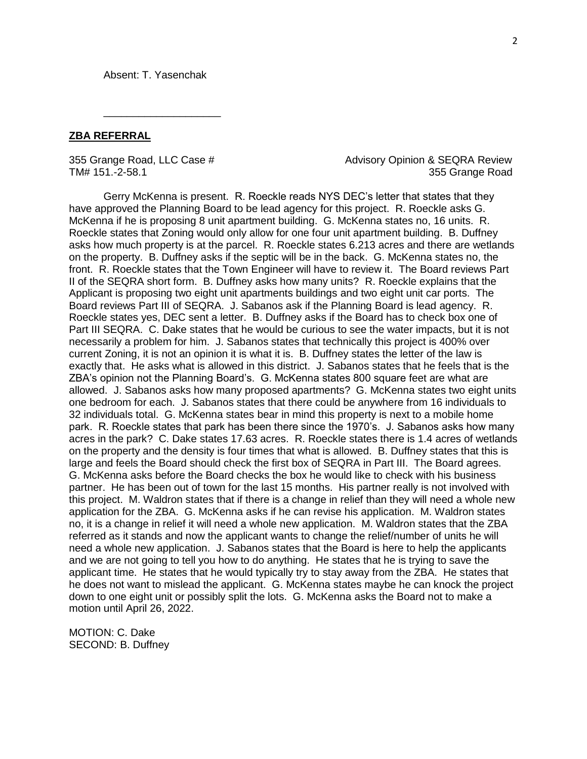Absent: T. Yasenchak

\_\_\_\_\_\_\_\_\_\_\_\_\_\_\_\_\_\_\_\_

**ZBA REFERRAL**

355 Grange Road, LLC Case # &nbsp;&nbsp;&nbsp;&nbsp;&nbsp;&nbsp;&nbsp;&nbsp;&nbsp;&nbsp;&nbsp;&nbsp;&nbsp;&nbsp;&nbsp;&nbsp; Advisory Opinion & SEQRA Review
TM# 151.-2-58.1 &nbsp;&nbsp;&nbsp;&nbsp;&nbsp;&nbsp;&nbsp;&nbsp;&nbsp;&nbsp;&nbsp;&nbsp;&nbsp;&nbsp;&nbsp;&nbsp;&nbsp;&nbsp;&nbsp;&nbsp;&nbsp;&nbsp;&nbsp;&nbsp;&nbsp;&nbsp;&nbsp;&nbsp;&nbsp;&nbsp;&nbsp;&nbsp; 355 Grange Road

Gerry McKenna is present. R. Roeckle reads NYS DEC's letter that states that they have approved the Planning Board to be lead agency for this project. R. Roeckle asks G. McKenna if he is proposing 8 unit apartment building. G. McKenna states no, 16 units. R. Roeckle states that Zoning would only allow for one four unit apartment building. B. Duffney asks how much property is at the parcel. R. Roeckle states 6.213 acres and there are wetlands on the property. B. Duffney asks if the septic will be in the back. G. McKenna states no, the front. R. Roeckle states that the Town Engineer will have to review it. The Board reviews Part II of the SEQRA short form. B. Duffney asks how many units? R. Roeckle explains that the Applicant is proposing two eight unit apartments buildings and two eight unit car ports. The Board reviews Part III of SEQRA. J. Sabanos ask if the Planning Board is lead agency. R. Roeckle states yes, DEC sent a letter. B. Duffney asks if the Board has to check box one of Part III SEQRA. C. Dake states that he would be curious to see the water impacts, but it is not necessarily a problem for him. J. Sabanos states that technically this project is 400% over current Zoning, it is not an opinion it is what it is. B. Duffney states the letter of the law is exactly that. He asks what is allowed in this district. J. Sabanos states that he feels that is the ZBA's opinion not the Planning Board's. G. McKenna states 800 square feet are what are allowed. J. Sabanos asks how many proposed apartments? G. McKenna states two eight units one bedroom for each. J. Sabanos states that there could be anywhere from 16 individuals to 32 individuals total. G. McKenna states bear in mind this property is next to a mobile home park. R. Roeckle states that park has been there since the 1970's. J. Sabanos asks how many acres in the park? C. Dake states 17.63 acres. R. Roeckle states there is 1.4 acres of wetlands on the property and the density is four times that what is allowed. B. Duffney states that this is large and feels the Board should check the first box of SEQRA in Part III. The Board agrees. G. McKenna asks before the Board checks the box he would like to check with his business partner. He has been out of town for the last 15 months. His partner really is not involved with this project. M. Waldron states that if there is a change in relief than they will need a whole new application for the ZBA. G. McKenna asks if he can revise his application. M. Waldron states no, it is a change in relief it will need a whole new application. M. Waldron states that the ZBA referred as it stands and now the applicant wants to change the relief/number of units he will need a whole new application. J. Sabanos states that the Board is here to help the applicants and we are not going to tell you how to do anything. He states that he is trying to save the applicant time. He states that he would typically try to stay away from the ZBA. He states that he does not want to mislead the applicant. G. McKenna states maybe he can knock the project down to one eight unit or possibly split the lots. G. McKenna asks the Board not to make a motion until April 26, 2022.

MOTION: C. Dake
SECOND: B. Duffney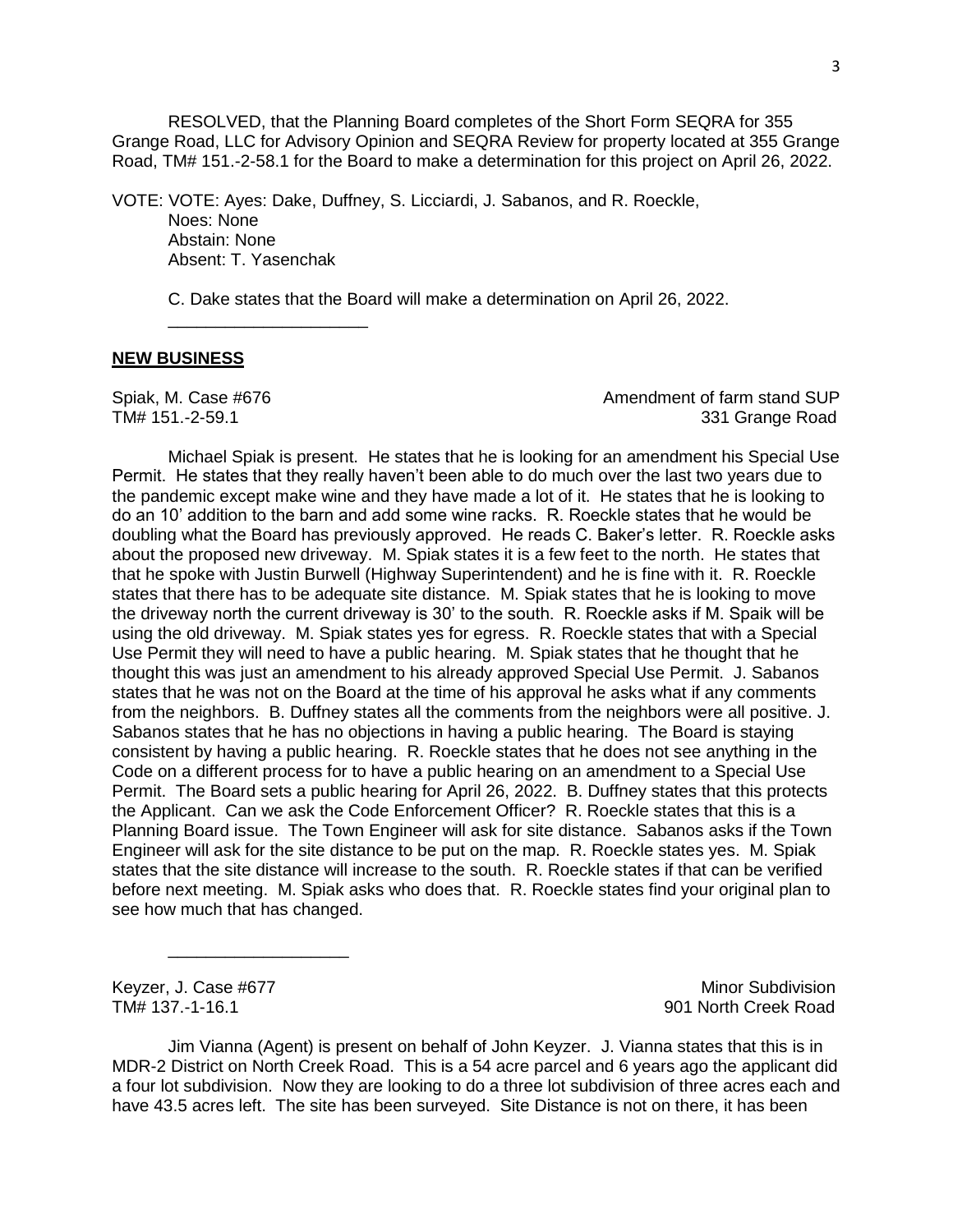RESOLVED, that the Planning Board completes of the Short Form SEQRA for 355 Grange Road, LLC for Advisory Opinion and SEQRA Review for property located at 355 Grange Road, TM# 151.-2-58.1 for the Board to make a determination for this project on April 26, 2022.

VOTE: VOTE: Ayes: Dake, Duffney, S. Licciardi, J. Sabanos, and R. Roeckle,
Noes: None
Abstain: None
Absent: T. Yasenchak

C. Dake states that the Board will make a determination on April 26, 2022.

_____________________

## **NEW BUSINESS**

Spiak, M. Case #676 — Amendment of farm stand SUP
TM# 151.-2-59.1 — 331 Grange Road

Michael Spiak is present. He states that he is looking for an amendment his Special Use Permit. He states that they really haven't been able to do much over the last two years due to the pandemic except make wine and they have made a lot of it. He states that he is looking to do an 10' addition to the barn and add some wine racks. R. Roeckle states that he would be doubling what the Board has previously approved. He reads C. Baker's letter. R. Roeckle asks about the proposed new driveway. M. Spiak states it is a few feet to the north. He states that that he spoke with Justin Burwell (Highway Superintendent) and he is fine with it. R. Roeckle states that there has to be adequate site distance. M. Spiak states that he is looking to move the driveway north the current driveway is 30' to the south. R. Roeckle asks if M. Spaik will be using the old driveway. M. Spiak states yes for egress. R. Roeckle states that with a Special Use Permit they will need to have a public hearing. M. Spiak states that he thought that he thought this was just an amendment to his already approved Special Use Permit. J. Sabanos states that he was not on the Board at the time of his approval he asks what if any comments from the neighbors. B. Duffney states all the comments from the neighbors were all positive. J. Sabanos states that he has no objections in having a public hearing. The Board is staying consistent by having a public hearing. R. Roeckle states that he does not see anything in the Code on a different process for to have a public hearing on an amendment to a Special Use Permit. The Board sets a public hearing for April 26, 2022. B. Duffney states that this protects the Applicant. Can we ask the Code Enforcement Officer? R. Roeckle states that this is a Planning Board issue. The Town Engineer will ask for site distance. Sabanos asks if the Town Engineer will ask for the site distance to be put on the map. R. Roeckle states yes. M. Spiak states that the site distance will increase to the south. R. Roeckle states if that can be verified before next meeting. M. Spiak asks who does that. R. Roeckle states find your original plan to see how much that has changed.

___________________

Keyzer, J. Case #677 — Minor Subdivision
TM# 137.-1-16.1 — 901 North Creek Road

Jim Vianna (Agent) is present on behalf of John Keyzer. J. Vianna states that this is in MDR-2 District on North Creek Road. This is a 54 acre parcel and 6 years ago the applicant did a four lot subdivision. Now they are looking to do a three lot subdivision of three acres each and have 43.5 acres left. The site has been surveyed. Site Distance is not on there, it has been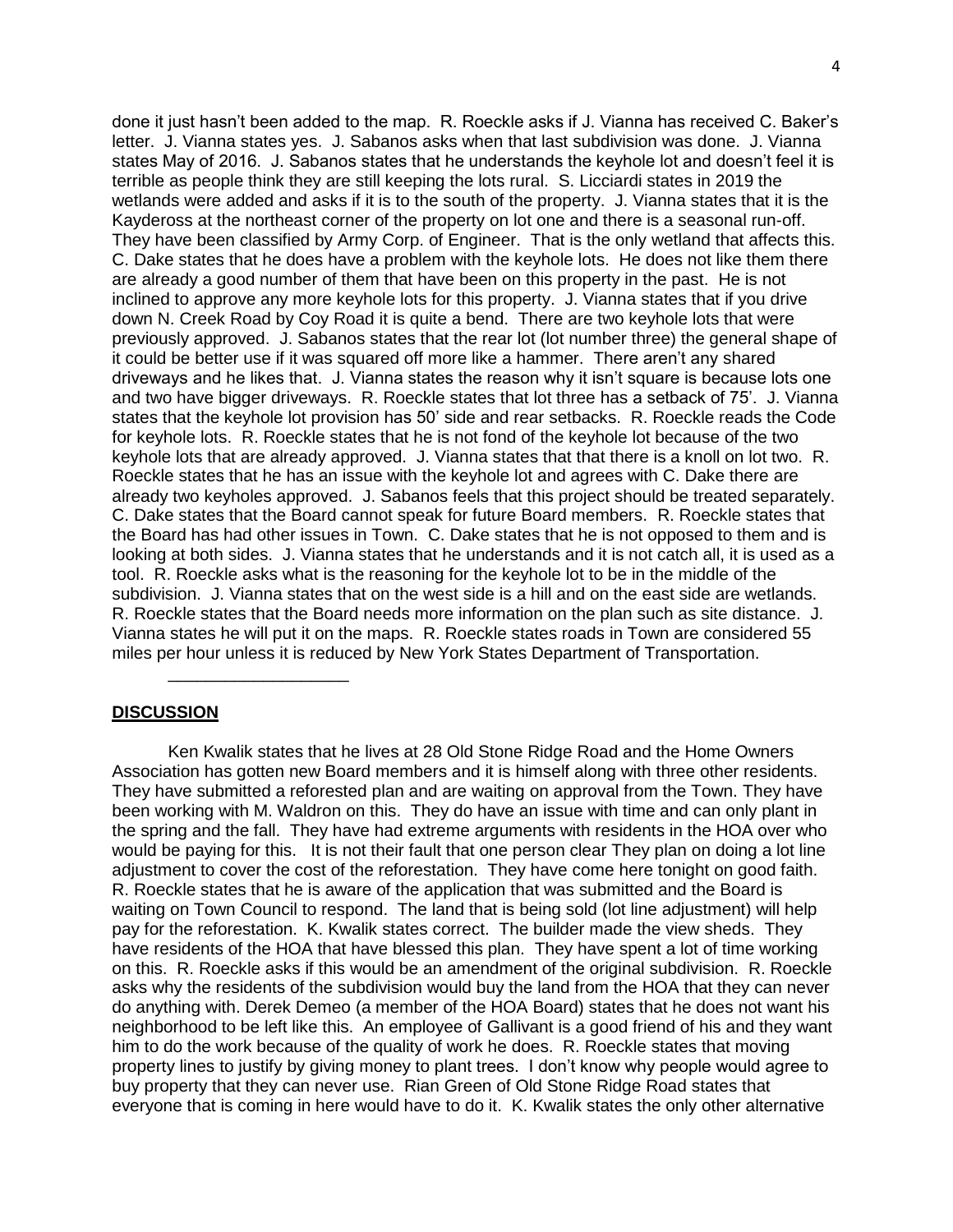done it just hasn't been added to the map. R. Roeckle asks if J. Vianna has received C. Baker's letter. J. Vianna states yes. J. Sabanos asks when that last subdivision was done. J. Vianna states May of 2016. J. Sabanos states that he understands the keyhole lot and doesn't feel it is terrible as people think they are still keeping the lots rural. S. Licciardi states in 2019 the wetlands were added and asks if it is to the south of the property. J. Vianna states that it is the Kaydeross at the northeast corner of the property on lot one and there is a seasonal run-off. They have been classified by Army Corp. of Engineer. That is the only wetland that affects this. C. Dake states that he does have a problem with the keyhole lots. He does not like them there are already a good number of them that have been on this property in the past. He is not inclined to approve any more keyhole lots for this property. J. Vianna states that if you drive down N. Creek Road by Coy Road it is quite a bend. There are two keyhole lots that were previously approved. J. Sabanos states that the rear lot (lot number three) the general shape of it could be better use if it was squared off more like a hammer. There aren't any shared driveways and he likes that. J. Vianna states the reason why it isn't square is because lots one and two have bigger driveways. R. Roeckle states that lot three has a setback of 75'. J. Vianna states that the keyhole lot provision has 50' side and rear setbacks. R. Roeckle reads the Code for keyhole lots. R. Roeckle states that he is not fond of the keyhole lot because of the two keyhole lots that are already approved. J. Vianna states that that there is a knoll on lot two. R. Roeckle states that he has an issue with the keyhole lot and agrees with C. Dake there are already two keyholes approved. J. Sabanos feels that this project should be treated separately. C. Dake states that the Board cannot speak for future Board members. R. Roeckle states that the Board has had other issues in Town. C. Dake states that he is not opposed to them and is looking at both sides. J. Vianna states that he understands and it is not catch all, it is used as a tool. R. Roeckle asks what is the reasoning for the keyhole lot to be in the middle of the subdivision. J. Vianna states that on the west side is a hill and on the east side are wetlands. R. Roeckle states that the Board needs more information on the plan such as site distance. J. Vianna states he will put it on the maps. R. Roeckle states roads in Town are considered 55 miles per hour unless it is reduced by New York States Department of Transportation.

\_\_\_\_\_\_\_\_\_\_\_\_\_\_\_\_\_\_\_\_

**DISCUSSION**

Ken Kwalik states that he lives at 28 Old Stone Ridge Road and the Home Owners Association has gotten new Board members and it is himself along with three other residents. They have submitted a reforested plan and are waiting on approval from the Town. They have been working with M. Waldron on this. They do have an issue with time and can only plant in the spring and the fall. They have had extreme arguments with residents in the HOA over who would be paying for this. It is not their fault that one person clear They plan on doing a lot line adjustment to cover the cost of the reforestation. They have come here tonight on good faith. R. Roeckle states that he is aware of the application that was submitted and the Board is waiting on Town Council to respond. The land that is being sold (lot line adjustment) will help pay for the reforestation. K. Kwalik states correct. The builder made the view sheds. They have residents of the HOA that have blessed this plan. They have spent a lot of time working on this. R. Roeckle asks if this would be an amendment of the original subdivision. R. Roeckle asks why the residents of the subdivision would buy the land from the HOA that they can never do anything with. Derek Demeo (a member of the HOA Board) states that he does not want his neighborhood to be left like this. An employee of Gallivant is a good friend of his and they want him to do the work because of the quality of work he does. R. Roeckle states that moving property lines to justify by giving money to plant trees. I don't know why people would agree to buy property that they can never use. Rian Green of Old Stone Ridge Road states that everyone that is coming in here would have to do it. K. Kwalik states the only other alternative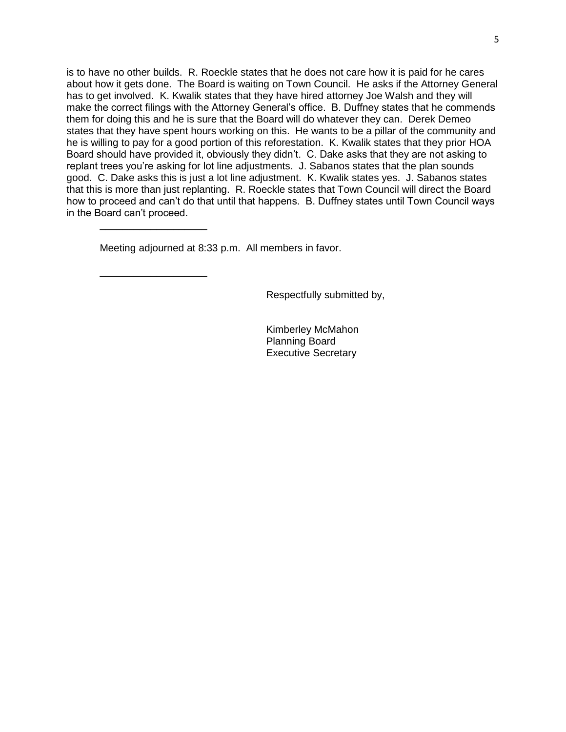is to have no other builds. R. Roeckle states that he does not care how it is paid for he cares about how it gets done. The Board is waiting on Town Council. He asks if the Attorney General has to get involved. K. Kwalik states that they have hired attorney Joe Walsh and they will make the correct filings with the Attorney General's office. B. Duffney states that he commends them for doing this and he is sure that the Board will do whatever they can. Derek Demeo states that they have spent hours working on this. He wants to be a pillar of the community and he is willing to pay for a good portion of this reforestation. K. Kwalik states that they prior HOA Board should have provided it, obviously they didn't. C. Dake asks that they are not asking to replant trees you're asking for lot line adjustments. J. Sabanos states that the plan sounds good. C. Dake asks this is just a lot line adjustment. K. Kwalik states yes. J. Sabanos states that this is more than just replanting. R. Roeckle states that Town Council will direct the Board how to proceed and can't do that until that happens. B. Duffney states until Town Council ways in the Board can't proceed.

___________________

Meeting adjourned at 8:33 p.m. All members in favor.

___________________

Respectfully submitted by,

Kimberley McMahon
Planning Board
Executive Secretary